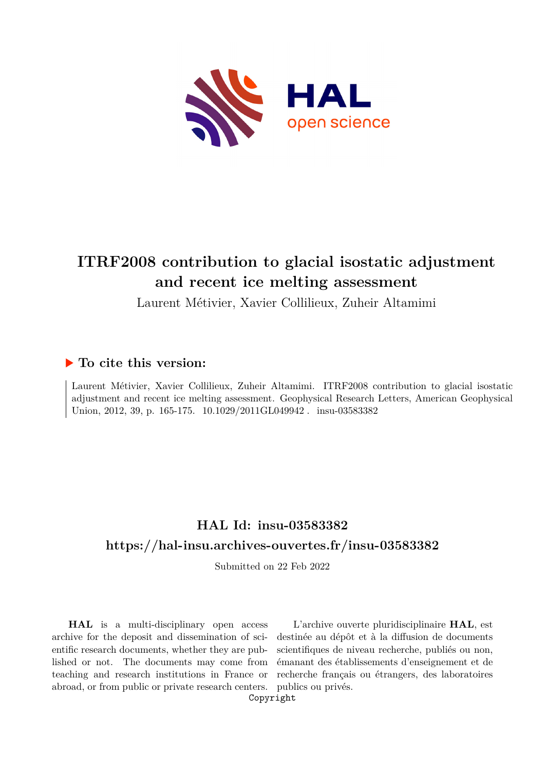# ITRF2008 contribution to glacial isostatic adjustment and recent ice melting assessment

Laurent Métivier, Xavier Collilieux, Zuheir Altamimi

## ▶ To cite this version:

Laurent Métivier, Xavier Collilieux, Zuheir Altamimi. ITRF2008 contribution to glacial isostatic adjustment and recent ice melting assessment. Geophysical Research Letters, American Geophysical Union, 2012, 39, p. 165-175. 10.1029/2011GL049942 . insu-03583382

## HAL Id: insu-03583382

## https://hal-insu.archives-ouvertes.fr/insu-03583382

Submitted on 22 Feb 2022

**HAL** is a multi-disciplinary open access archive for the deposit and dissemination of scientific research documents, whether they are published or not. The documents may come from teaching and research institutions in France or abroad, or from public or private research centers.

L'archive ouverte pluridisciplinaire **HAL**, est destinée au dépôt et à la diffusion de documents scientifiques de niveau recherche, publiés ou non, émanant des établissements d'enseignement et de recherche français ou étrangers, des laboratoires publics ou privés.

Copyright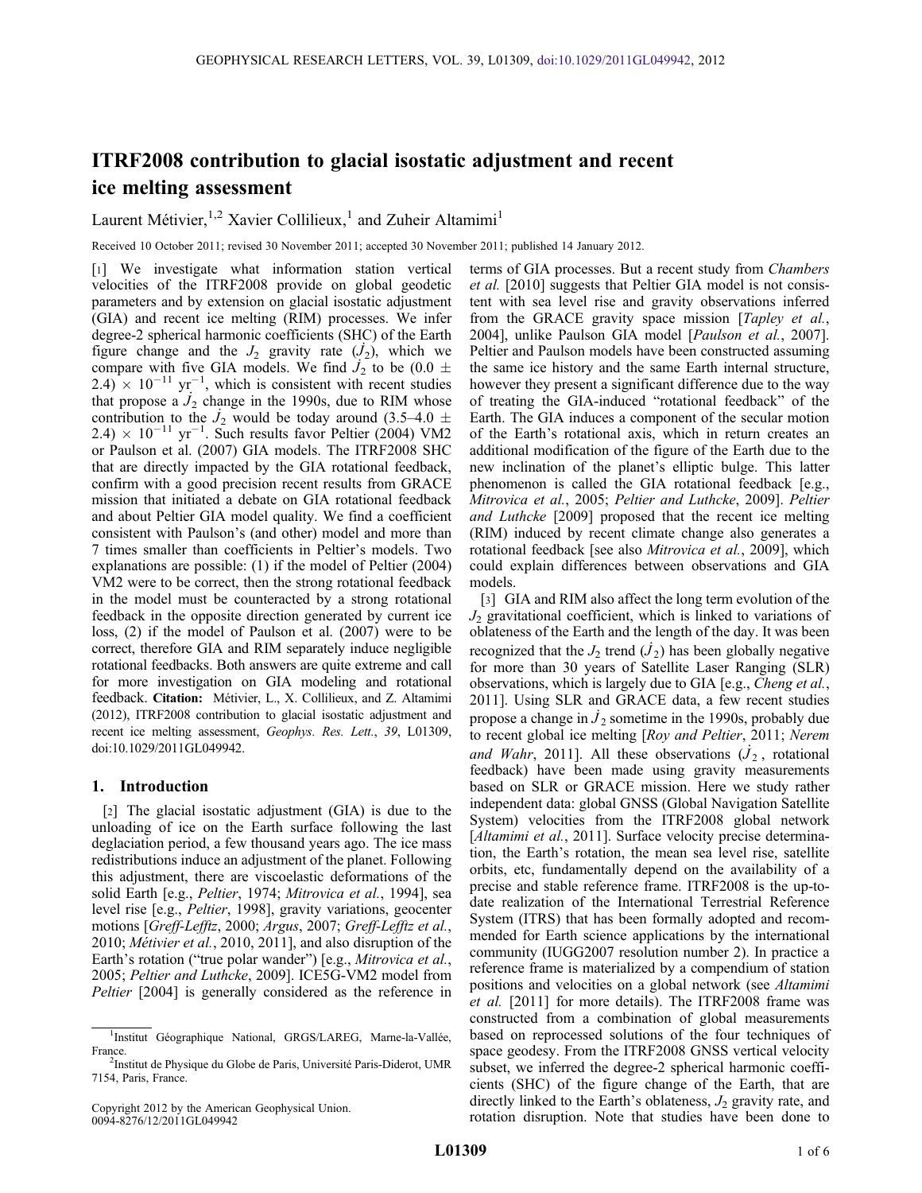# ITRF2008 contribution to glacial isostatic adjustment and recent ice melting assessment

Laurent Métivier,[1,2] Xavier Collilieux,[1] and Zuheir Altamimi[1]

Received 10 October 2011; revised 30 November 2011; accepted 30 November 2011; published 14 January 2012.

[1] We investigate what information station vertical velocities of the ITRF2008 provide on global geodetic parameters and by extension on glacial isostatic adjustment (GIA) and recent ice melting (RIM) processes. We infer degree-2 spherical harmonic coefficients (SHC) of the Earth figure change and the $J_2$ gravity rate ($\dot{J}_2$), which we compare with five GIA models. We find $\dot{J}_2$ to be $(0.0 \pm 2.4) \times 10^{-11}$ yr$^{-1}$, which is consistent with recent studies that propose a $\dot{J}_2$ change in the 1990s, due to RIM whose contribution to the $\dot{J}_2$ would be today around $(3.5–4.0 \pm 2.4) \times 10^{-11}$ yr$^{-1}$. Such results favor Peltier (2004) VM2 or Paulson et al. (2007) GIA models. The ITRF2008 SHC that are directly impacted by the GIA rotational feedback, confirm with a good precision recent results from GRACE mission that initiated a debate on GIA rotational feedback and about Peltier GIA model quality. We find a coefficient consistent with Paulson's (and other) model and more than 7 times smaller than coefficients in Peltier's models. Two explanations are possible: (1) if the model of Peltier (2004) VM2 were to be correct, then the strong rotational feedback in the model must be counteracted by a strong rotational feedback in the opposite direction generated by current ice loss, (2) if the model of Paulson et al. (2007) were to be correct, therefore GIA and RIM separately induce negligible rotational feedbacks. Both answers are quite extreme and call for more investigation on GIA modeling and rotational feedback. **Citation:** Métivier, L., X. Collilieux, and Z. Altamimi (2012), ITRF2008 contribution to glacial isostatic adjustment and recent ice melting assessment, *Geophys. Res. Lett.*, *39*, L01309, doi:10.1029/2011GL049942.

## 1. Introduction

[2] The glacial isostatic adjustment (GIA) is due to the unloading of ice on the Earth surface following the last deglaciation period, a few thousand years ago. The ice mass redistributions induce an adjustment of the planet. Following this adjustment, there are viscoelastic deformations of the solid Earth [e.g., *Peltier*, 1974; *Mitrovica et al.*, 1994], sea level rise [e.g., *Peltier*, 1998], gravity variations, geocenter motions [*Greff-Lefftz*, 2000; *Argus*, 2007; *Greff-Lefftz et al.*, 2010; *Métivier et al.*, 2010, 2011], and also disruption of the Earth's rotation ("true polar wander") [e.g., *Mitrovica et al.*, 2005; *Peltier and Luthcke*, 2009]. ICE5G-VM2 model from *Peltier* [2004] is generally considered as the reference in terms of GIA processes. But a recent study from *Chambers et al.* [2010] suggests that Peltier GIA model is not consistent with sea level rise and gravity observations inferred from the GRACE gravity space mission [*Tapley et al.*, 2004], unlike Paulson GIA model [*Paulson et al.*, 2007]. Peltier and Paulson models have been constructed assuming the same ice history and the same Earth internal structure, however they present a significant difference due to the way of treating the GIA-induced "rotational feedback" of the Earth. The GIA induces a component of the secular motion of the Earth's rotational axis, which in return creates an additional modification of the figure of the Earth due to the new inclination of the planet's elliptic bulge. This latter phenomenon is called the GIA rotational feedback [e.g., *Mitrovica et al.*, 2005; *Peltier and Luthcke*, 2009]. *Peltier and Luthcke* [2009] proposed that the recent ice melting (RIM) induced by recent climate change also generates a rotational feedback [see also *Mitrovica et al.*, 2009], which could explain differences between observations and GIA models.

[3] GIA and RIM also affect the long term evolution of the $J_2$ gravitational coefficient, which is linked to variations of oblateness of the Earth and the length of the day. It was been recognized that the $J_2$ trend ($\dot{J}_2$) has been globally negative for more than 30 years of Satellite Laser Ranging (SLR) observations, which is largely due to GIA [e.g., *Cheng et al.*, 2011]. Using SLR and GRACE data, a few recent studies propose a change in $\dot{J}_2$ sometime in the 1990s, probably due to recent global ice melting [*Roy and Peltier*, 2011; *Nerem and Wahr*, 2011]. All these observations ($\dot{J}_2$, rotational feedback) have been made using gravity measurements based on SLR or GRACE mission. Here we study rather independent data: global GNSS (Global Navigation Satellite System) velocities from the ITRF2008 global network [*Altamimi et al.*, 2011]. Surface velocity precise determination, the Earth's rotation, the mean sea level rise, satellite orbits, etc, fundamentally depend on the availability of a precise and stable reference frame. ITRF2008 is the up-to-date realization of the International Terrestrial Reference System (ITRS) that has been formally adopted and recommended for Earth science applications by the international community (IUGG2007 resolution number 2). In practice a reference frame is materialized by a compendium of station positions and velocities on a global network (see *Altamimi et al.* [2011] for more details). The ITRF2008 frame was constructed from a combination of global measurements based on reprocessed solutions of the four techniques of space geodesy. From the ITRF2008 GNSS vertical velocity subset, we inferred the degree-2 spherical harmonic coefficients (SHC) of the figure change of the Earth, that are directly linked to the Earth's oblateness, $J_2$ gravity rate, and rotation disruption. Note that studies have been done to

[1] Institut Géographique National, GRGS/LAREG, Marne-la-Vallée, France.

[2] Institut de Physique du Globe de Paris, Université Paris-Diderot, UMR 7154, Paris, France.

Copyright 2012 by the American Geophysical Union.
0094-8276/12/2011GL049942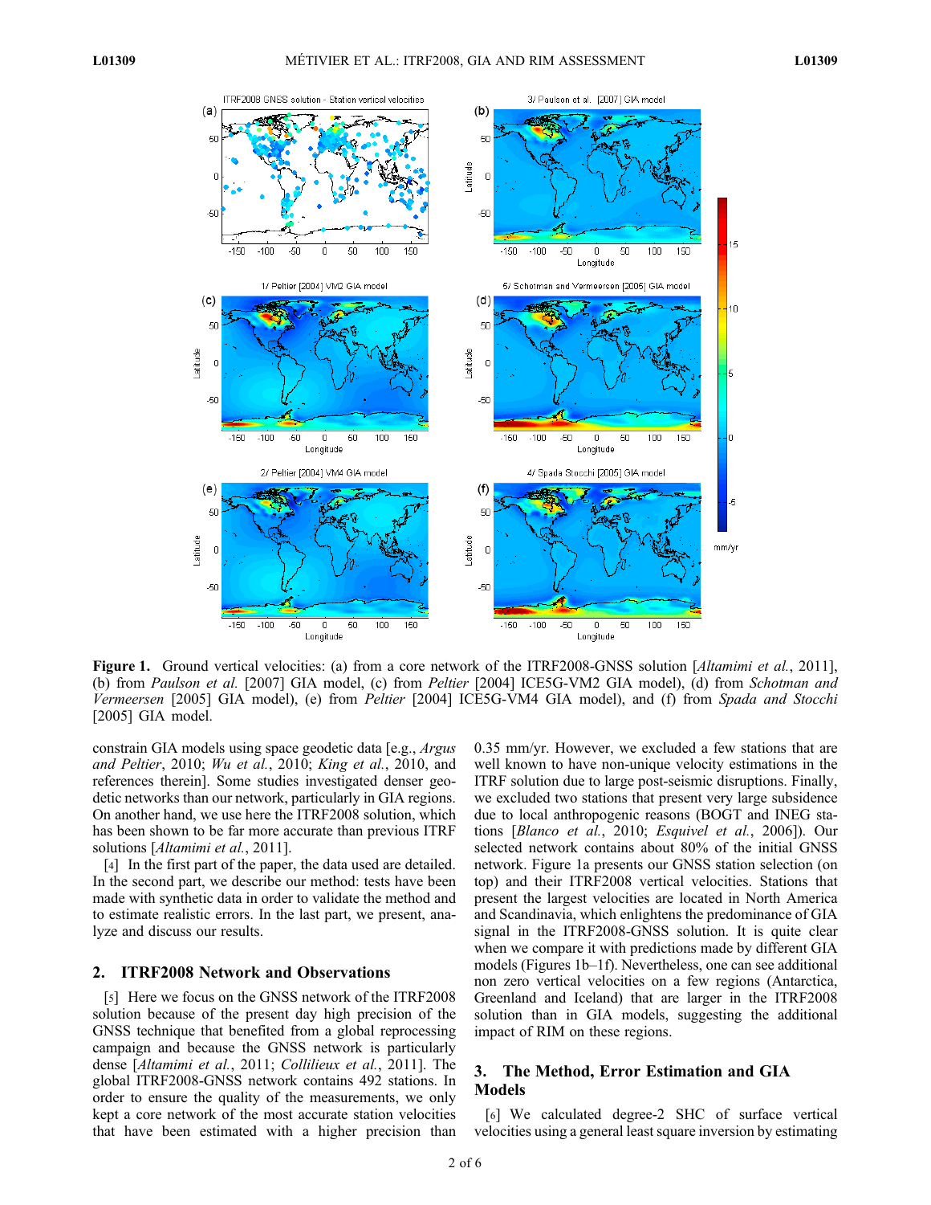**Figure 1.** Ground vertical velocities: (a) from a core network of the ITRF2008-GNSS solution [*Altamimi et al.*, 2011], (b) from *Paulson et al.* [2007] GIA model, (c) from *Peltier* [2004] ICE5G-VM2 GIA model), (d) from *Schotman and Vermeersen* [2005] GIA model), (e) from *Peltier* [2004] ICE5G-VM4 GIA model), and (f) from *Spada and Stocchi* [2005] GIA model.

constrain GIA models using space geodetic data [e.g., *Argus and Peltier*, 2010; *Wu et al.*, 2010; *King et al.*, 2010, and references therein]. Some studies investigated denser geodetic networks than our network, particularly in GIA regions. On another hand, we use here the ITRF2008 solution, which has been shown to be far more accurate than previous ITRF solutions [*Altamimi et al.*, 2011].

[4] In the first part of the paper, the data used are detailed. In the second part, we describe our method: tests have been made with synthetic data in order to validate the method and to estimate realistic errors. In the last part, we present, analyze and discuss our results.

## 2. ITRF2008 Network and Observations

[5] Here we focus on the GNSS network of the ITRF2008 solution because of the present day high precision of the GNSS technique that benefited from a global reprocessing campaign and because the GNSS network is particularly dense [*Altamimi et al.*, 2011; *Collilieux et al.*, 2011]. The global ITRF2008-GNSS network contains 492 stations. In order to ensure the quality of the measurements, we only kept a core network of the most accurate station velocities that have been estimated with a higher precision than 0.35 mm/yr. However, we excluded a few stations that are well known to have non-unique velocity estimations in the ITRF solution due to large post-seismic disruptions. Finally, we excluded two stations that present very large subsidence due to local anthropogenic reasons (BOGT and INEG stations [*Blanco et al.*, 2010; *Esquivel et al.*, 2006]). Our selected network contains about 80% of the initial GNSS network. Figure 1a presents our GNSS station selection (on top) and their ITRF2008 vertical velocities. Stations that present the largest velocities are located in North America and Scandinavia, which enlightens the predominance of GIA signal in the ITRF2008-GNSS solution. It is quite clear when we compare it with predictions made by different GIA models (Figures 1b–1f). Nevertheless, one can see additional non zero vertical velocities on a few regions (Antarctica, Greenland and Iceland) that are larger in the ITRF2008 solution than in GIA models, suggesting the additional impact of RIM on these regions.

## 3. The Method, Error Estimation and GIA Models

[6] We calculated degree-2 SHC of surface vertical velocities using a general least square inversion by estimating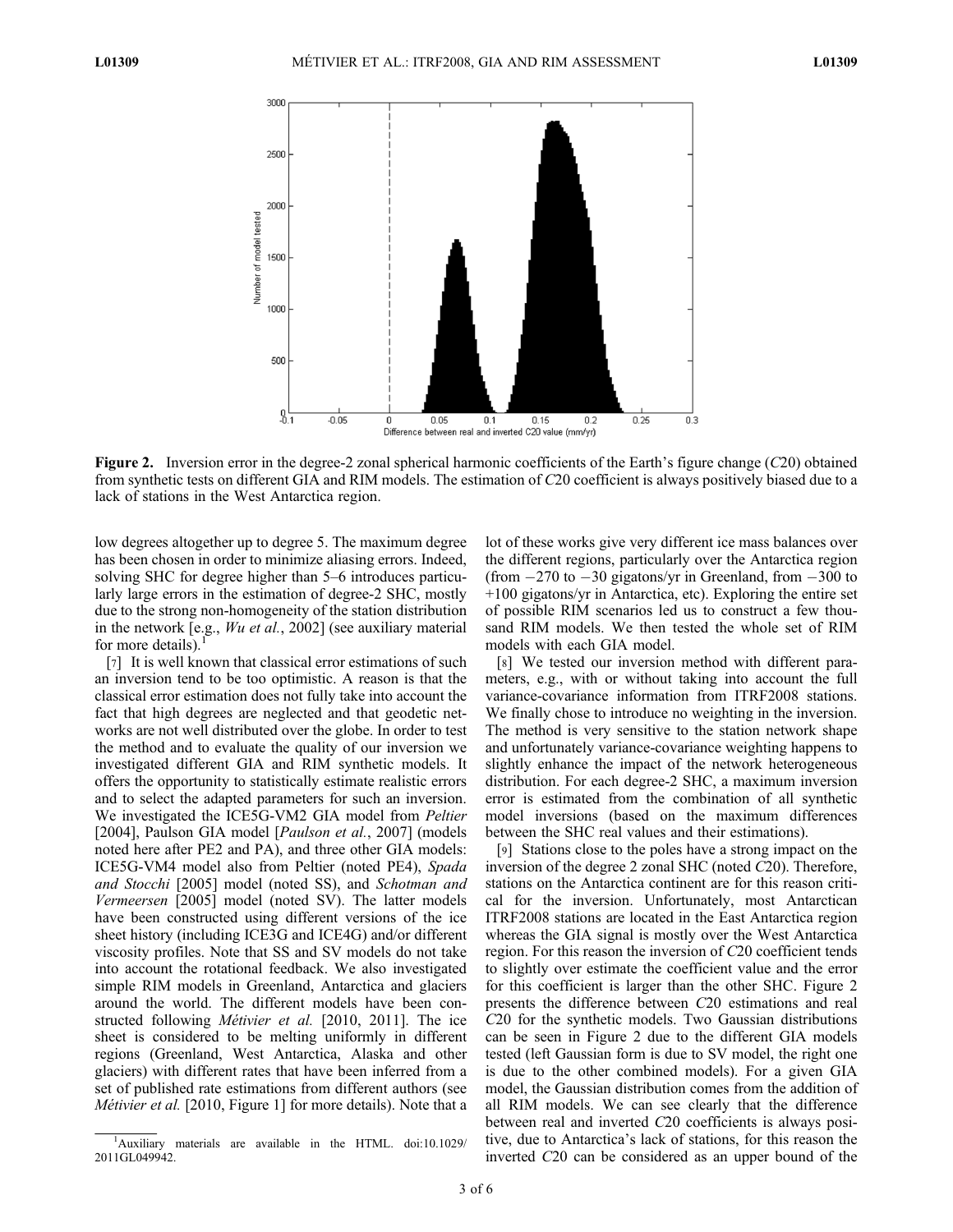**Figure 2.** Inversion error in the degree-2 zonal spherical harmonic coefficients of the Earth's figure change (*C*20) obtained from synthetic tests on different GIA and RIM models. The estimation of *C*20 coefficient is always positively biased due to a lack of stations in the West Antarctica region.

low degrees altogether up to degree 5. The maximum degree has been chosen in order to minimize aliasing errors. Indeed, solving SHC for degree higher than 5–6 introduces particularly large errors in the estimation of degree-2 SHC, mostly due to the strong non-homogeneity of the station distribution in the network [e.g., *Wu et al.*, 2002] (see auxiliary material for more details).[1]

[7] It is well known that classical error estimations of such an inversion tend to be too optimistic. A reason is that the classical error estimation does not fully take into account the fact that high degrees are neglected and that geodetic networks are not well distributed over the globe. In order to test the method and to evaluate the quality of our inversion we investigated different GIA and RIM synthetic models. It offers the opportunity to statistically estimate realistic errors and to select the adapted parameters for such an inversion. We investigated the ICE5G-VM2 GIA model from *Peltier* [2004], Paulson GIA model [*Paulson et al.*, 2007] (models noted here after PE2 and PA), and three other GIA models: ICE5G-VM4 model also from Peltier (noted PE4), *Spada and Stocchi* [2005] model (noted SS), and *Schotman and Vermeersen* [2005] model (noted SV). The latter models have been constructed using different versions of the ice sheet history (including ICE3G and ICE4G) and/or different viscosity profiles. Note that SS and SV models do not take into account the rotational feedback. We also investigated simple RIM models in Greenland, Antarctica and glaciers around the world. The different models have been constructed following *Métivier et al.* [2010, 2011]. The ice sheet is considered to be melting uniformly in different regions (Greenland, West Antarctica, Alaska and other glaciers) with different rates that have been inferred from a set of published rate estimations from different authors (see *Métivier et al.* [2010, Figure 1] for more details). Note that a lot of these works give very different ice mass balances over the different regions, particularly over the Antarctica region (from −270 to −30 gigatons/yr in Greenland, from −300 to +100 gigatons/yr in Antarctica, etc). Exploring the entire set of possible RIM scenarios led us to construct a few thousand RIM models. We then tested the whole set of RIM models with each GIA model.

[8] We tested our inversion method with different parameters, e.g., with or without taking into account the full variance-covariance information from ITRF2008 stations. We finally chose to introduce no weighting in the inversion. The method is very sensitive to the station network shape and unfortunately variance-covariance weighting happens to slightly enhance the impact of the network heterogeneous distribution. For each degree-2 SHC, a maximum inversion error is estimated from the combination of all synthetic model inversions (based on the maximum differences between the SHC real values and their estimations).

[9] Stations close to the poles have a strong impact on the inversion of the degree 2 zonal SHC (noted *C*20). Therefore, stations on the Antarctica continent are for this reason critical for the inversion. Unfortunately, most Antarctican ITRF2008 stations are located in the East Antarctica region whereas the GIA signal is mostly over the West Antarctica region. For this reason the inversion of *C*20 coefficient tends to slightly over estimate the coefficient value and the error for this coefficient is larger than the other SHC. Figure 2 presents the difference between *C*20 estimations and real *C*20 for the synthetic models. Two Gaussian distributions can be seen in Figure 2 due to the different GIA models tested (left Gaussian form is due to SV model, the right one is due to the other combined models). For a given GIA model, the Gaussian distribution comes from the addition of all RIM models. We can see clearly that the difference between real and inverted *C*20 coefficients is always positive, due to Antarctica's lack of stations, for this reason the inverted *C*20 can be considered as an upper bound of the

[1] Auxiliary materials are available in the HTML. doi:10.1029/2011GL049942.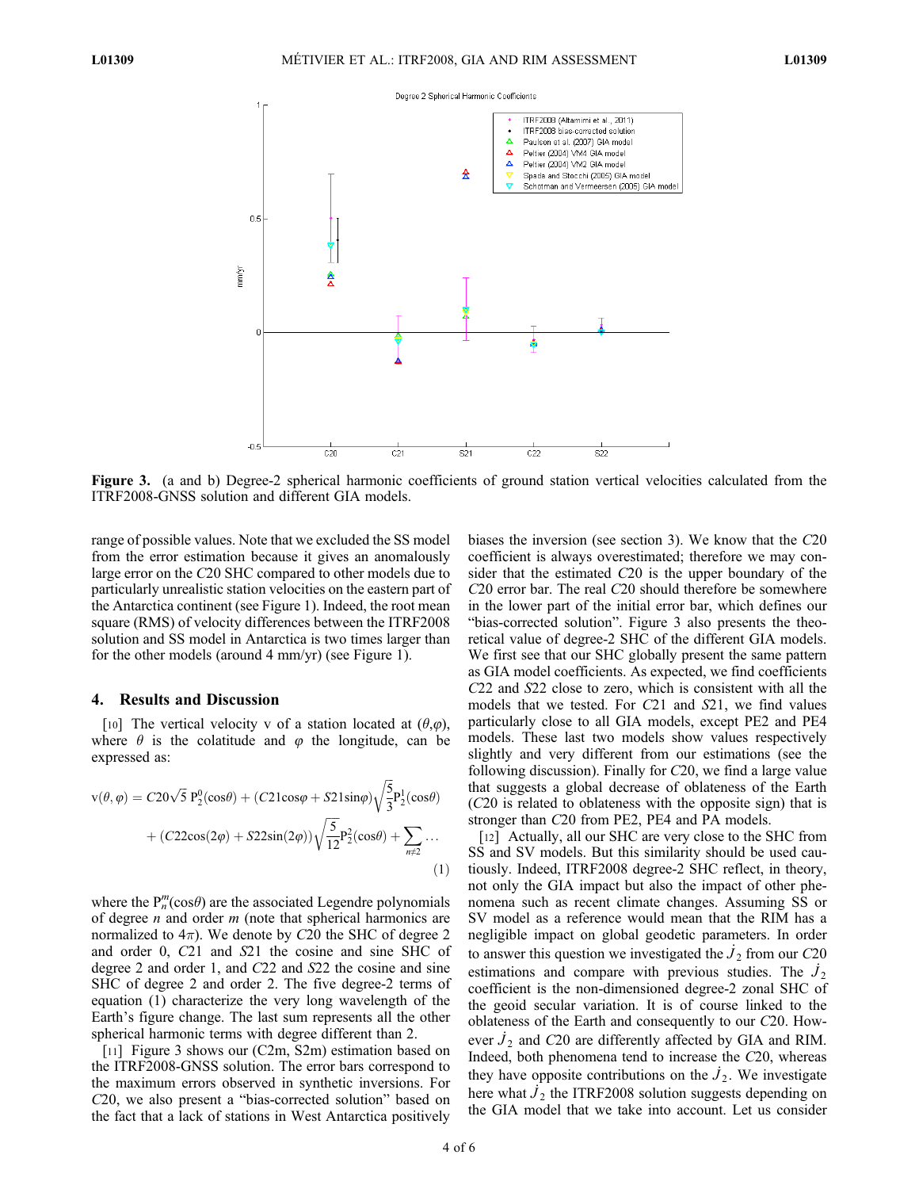Figure 3. (a and b) Degree-2 spherical harmonic coefficients of ground station vertical velocities calculated from the ITRF2008-GNSS solution and different GIA models.

range of possible values. Note that we excluded the SS model from the error estimation because it gives an anomalously large error on the $C20$ SHC compared to other models due to particularly unrealistic station velocities on the eastern part of the Antarctica continent (see Figure 1). Indeed, the root mean square (RMS) of velocity differences between the ITRF2008 solution and SS model in Antarctica is two times larger than for the other models (around 4 mm/yr) (see Figure 1).

## 4. Results and Discussion

[10] The vertical velocity v of a station located at $(\theta,\varphi)$, where $\theta$ is the colatitude and $\varphi$ the longitude, can be expressed as:

$$\mathrm{v}(\theta,\varphi) = C20\sqrt{5}\,\mathrm{P}_2^0(\cos\theta) + (C21\cos\varphi + S21\sin\varphi)\sqrt{\frac{5}{3}}\mathrm{P}_2^1(\cos\theta) + (C22\cos(2\varphi) + S22\sin(2\varphi))\sqrt{\frac{5}{12}}\mathrm{P}_2^2(\cos\theta) + \sum_{n\neq 2}\ldots \tag{1}$$

where the $\mathrm{P}_n^m(\cos\theta)$ are the associated Legendre polynomials of degree $n$ and order $m$ (note that spherical harmonics are normalized to $4\pi$). We denote by $C20$ the SHC of degree 2 and order 0, $C21$ and $S21$ the cosine and sine SHC of degree 2 and order 1, and $C22$ and $S22$ the cosine and sine SHC of degree 2 and order 2. The five degree-2 terms of equation (1) characterize the very long wavelength of the Earth's figure change. The last sum represents all the other spherical harmonic terms with degree different than 2.

[11] Figure 3 shows our (C2m, S2m) estimation based on the ITRF2008-GNSS solution. The error bars correspond to the maximum errors observed in synthetic inversions. For $C20$, we also present a "bias-corrected solution" based on the fact that a lack of stations in West Antarctica positively biases the inversion (see section 3). We know that the $C20$ coefficient is always overestimated; therefore we may consider that the estimated $C20$ is the upper boundary of the $C20$ error bar. The real $C20$ should therefore be somewhere in the lower part of the initial error bar, which defines our "bias-corrected solution". Figure 3 also presents the theoretical value of degree-2 SHC of the different GIA models. We first see that our SHC globally present the same pattern as GIA model coefficients. As expected, we find coefficients $C22$ and $S22$ close to zero, which is consistent with all the models that we tested. For $C21$ and $S21$, we find values particularly close to all GIA models, except PE2 and PE4 models. These last two models show values respectively slightly and very different from our estimations (see the following discussion). Finally for $C20$, we find a large value that suggests a global decrease of oblateness of the Earth ($C20$ is related to oblateness with the opposite sign) that is stronger than $C20$ from PE2, PE4 and PA models.

[12] Actually, all our SHC are very close to the SHC from SS and SV models. But this similarity should be used cautiously. Indeed, ITRF2008 degree-2 SHC reflect, in theory, not only the GIA impact but also the impact of other phenomena such as recent climate changes. Assuming SS or SV model as a reference would mean that the RIM has a negligible impact on global geodetic parameters. In order to answer this question we investigated the $\dot{J}_2$ from our $C20$ estimations and compare with previous studies. The $\dot{J}_2$ coefficient is the non-dimensioned degree-2 zonal SHC of the geoid secular variation. It is of course linked to the oblateness of the Earth and consequently to our $C20$. However $\dot{J}_2$ and $C20$ are differently affected by GIA and RIM. Indeed, both phenomena tend to increase the $C20$, whereas they have opposite contributions on the $\dot{J}_2$. We investigate here what $\dot{J}_2$ the ITRF2008 solution suggests depending on the GIA model that we take into account. Let us consider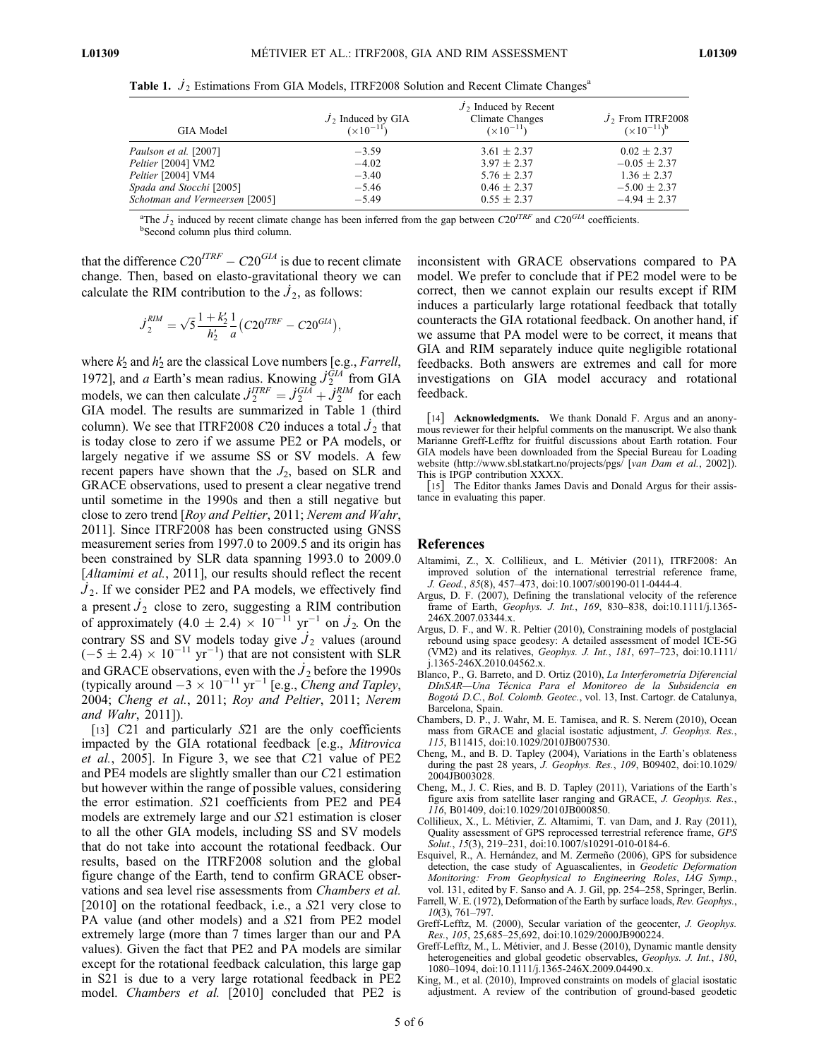**Table 1.** $\dot{J}_2$ Estimations From GIA Models, ITRF2008 Solution and Recent Climate Changes[a]

| GIA Model | $\dot{J}_2$ Induced by GIA ($\times 10^{-11}$) | $\dot{J}_2$ Induced by Recent Climate Changes ($\times 10^{-11}$) | $\dot{J}_2$ From ITRF2008 ($\times 10^{-11}$)[b] |
|---|---|---|---|
| *Paulson et al.* [2007] | −3.59 | 3.61 ± 2.37 | 0.02 ± 2.37 |
| *Peltier* [2004] VM2 | −4.02 | 3.97 ± 2.37 | −0.05 ± 2.37 |
| *Peltier* [2004] VM4 | −3.40 | 5.76 ± 2.37 | 1.36 ± 2.37 |
| *Spada and Stocchi* [2005] | −5.46 | 0.46 ± 2.37 | −5.00 ± 2.37 |
| *Schotman and Vermeersen* [2005] | −5.49 | 0.55 ± 2.37 | −4.94 ± 2.37 |

[a]The $\dot{J}_2$ induced by recent climate change has been inferred from the gap between $C20^{ITRF}$ and $C20^{GIA}$ coefficients.
[b]Second column plus third column.

that the difference $C20^{ITRF} - C20^{GIA}$ is due to recent climate change. Then, based on elasto-gravitational theory we can calculate the RIM contribution to the $\dot{J}_2$, as follows:

$$\dot{J}_2^{RIM} = \sqrt{5}\frac{1 + k_2'}{h_2'}\frac{1}{a}\left(C20^{ITRF} - C20^{GIA}\right),$$

where $k_2'$ and $h_2'$ are the classical Love numbers [e.g., *Farrell*, 1972], and $a$ Earth's mean radius. Knowing $\dot{J}_2^{GIA}$ from GIA models, we can then calculate $\dot{J}_2^{ITRF} = \dot{J}_2^{GIA} + \dot{J}_2^{RIM}$ for each GIA model. The results are summarized in Table 1 (third column). We see that ITRF2008 $C20$ induces a total $\dot{J}_2$ that is today close to zero if we assume PE2 or PA models, or largely negative if we assume SS or SV models. A few recent papers have shown that the $J_2$, based on SLR and GRACE observations, used to present a clear negative trend until sometime in the 1990s and then a still negative but close to zero trend [*Roy and Peltier*, 2011; *Nerem and Wahr*, 2011]. Since ITRF2008 has been constructed using GNSS measurement series from 1997.0 to 2009.5 and its origin has been constrained by SLR data spanning 1993.0 to 2009.0 [*Altamimi et al.*, 2011], our results should reflect the recent $\dot{J}_2$. If we consider PE2 and PA models, we effectively find a present $\dot{J}_2$ close to zero, suggesting a RIM contribution of approximately $(4.0 \pm 2.4) \times 10^{-11}$ yr$^{-1}$ on $\dot{J}_2$. On the contrary SS and SV models today give $\dot{J}_2$ values (around $(-5 \pm 2.4) \times 10^{-11}$ yr$^{-1}$) that are not consistent with SLR and GRACE observations, even with the $\dot{J}_2$ before the 1990s (typically around $-3 \times 10^{-11}$ yr$^{-1}$ [e.g., *Cheng and Tapley*, 2004; *Cheng et al.*, 2011; *Roy and Peltier*, 2011; *Nerem and Wahr*, 2011]).

[13] $C21$ and particularly $S21$ are the only coefficients impacted by the GIA rotational feedback [e.g., *Mitrovica et al.*, 2005]. In Figure 3, we see that $C21$ value of PE2 and PE4 models are slightly smaller than our $C21$ estimation but however within the range of possible values, considering the error estimation. $S21$ coefficients from PE2 and PE4 models are extremely large and our $S21$ estimation is closer to all the other GIA models, including SS and SV models that do not take into account the rotational feedback. Our results, based on the ITRF2008 solution and the global figure change of the Earth, tend to confirm GRACE observations and sea level rise assessments from *Chambers et al.* [2010] on the rotational feedback, i.e., a $S21$ very close to PA value (and other models) and a $S21$ from PE2 model extremely large (more than 7 times larger than our and PA values). Given the fact that PE2 and PA models are similar except for the rotational feedback calculation, this large gap in S21 is due to a very large rotational feedback in PE2 model. *Chambers et al.* [2010] concluded that PE2 is inconsistent with GRACE observations compared to PA model. We prefer to conclude that if PE2 model were to be correct, then we cannot explain our results except if RIM induces a particularly large rotational feedback that totally counteracts the GIA rotational feedback. On another hand, if we assume that PA model were to be correct, it means that GIA and RIM separately induce quite negligible rotational feedbacks. Both answers are extremes and call for more investigations on GIA model accuracy and rotational feedback.

[14] **Acknowledgments.** We thank Donald F. Argus and an anonymous reviewer for their helpful comments on the manuscript. We also thank Marianne Greff-Lefftz for fruitful discussions about Earth rotation. Four GIA models have been downloaded from the Special Bureau for Loading website (http://www.sbl.statkart.no/projects/pgs/ [*van Dam et al.*, 2002]). This is IPGP contribution XXXX.

[15] The Editor thanks James Davis and Donald Argus for their assistance in evaluating this paper.

## References

Altamimi, Z., X. Collilieux, and L. Métivier (2011), ITRF2008: An improved solution of the international terrestrial reference frame, *J. Geod.*, *85*(8), 457–473, doi:10.1007/s00190-011-0444-4.

Argus, D. F. (2007), Defining the translational velocity of the reference frame of Earth, *Geophys. J. Int.*, *169*, 830–838, doi:10.1111/j.1365-246X.2007.03344.x.

Argus, D. F., and W. R. Peltier (2010), Constraining models of postglacial rebound using space geodesy: A detailed assessment of model ICE-5G (VM2) and its relatives, *Geophys. J. Int.*, *181*, 697–723, doi:10.1111/j.1365-246X.2010.04562.x.

Blanco, P., G. Barreto, and D. Ortiz (2010), *La Interferometría Diferencial DInSAR—Una Técnica Para el Monitoreo de la Subsidencia en Bogotá D.C.*, *Bol. Colomb. Geotec.*, vol. 13, Inst. Cartogr. de Catalunya, Barcelona, Spain.

Chambers, D. P., J. Wahr, M. E. Tamisea, and R. S. Nerem (2010), Ocean mass from GRACE and glacial isostatic adjustment, *J. Geophys. Res.*, *115*, B11415, doi:10.1029/2010JB007530.

Cheng, M., and B. D. Tapley (2004), Variations in the Earth's oblateness during the past 28 years, *J. Geophys. Res.*, *109*, B09402, doi:10.1029/2004JB003028.

Cheng, M., J. C. Ries, and B. D. Tapley (2011), Variations of the Earth's figure axis from satellite laser ranging and GRACE, *J. Geophys. Res.*, *116*, B01409, doi:10.1029/2010JB000850.

Collilieux, X., L. Métivier, Z. Altamimi, T. van Dam, and J. Ray (2011), Quality assessment of GPS reprocessed terrestrial reference frame, *GPS Solut.*, *15*(3), 219–231, doi:10.1007/s10291-010-0184-6.

Esquivel, R., A. Hernández, and M. Zermeño (2006), GPS for subsidence detection, the case study of Aguascalientes, in *Geodetic Deformation Monitoring: From Geophysical to Engineering Roles*, *IAG Symp.*, vol. 131, edited by F. Sanso and A. J. Gil, pp. 254–258, Springer, Berlin.

Farrell, W. E. (1972), Deformation of the Earth by surface loads, *Rev. Geophys.*, *10*(3), 761–797.

Greff-Lefftz, M. (2000), Secular variation of the geocenter, *J. Geophys. Res.*, *105*, 25,685–25,692, doi:10.1029/2000JB900224.

Greff-Lefftz, M., L. Métivier, and J. Besse (2010), Dynamic mantle density heterogeneities and global geodetic observables, *Geophys. J. Int.*, *180*, 1080–1094, doi:10.1111/j.1365-246X.2009.04490.x.

King, M., et al. (2010), Improved constraints on models of glacial isostatic adjustment. A review of the contribution of ground-based geodetic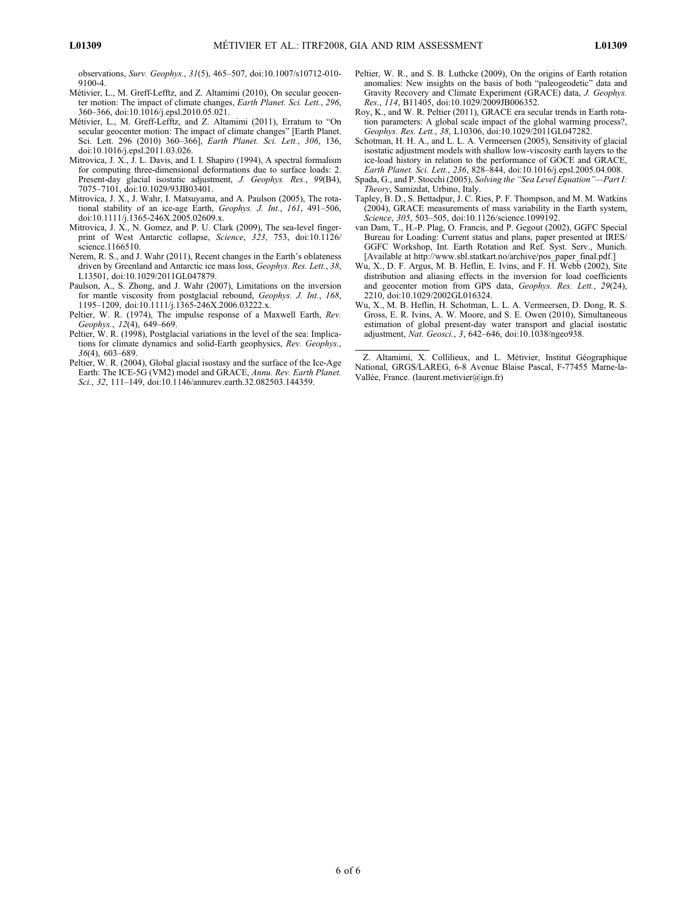observations, *Surv. Geophys.*, *31*(5), 465–507, doi:10.1007/s10712-010-9100-4.

Métivier, L., M. Greff-Lefftz, and Z. Altamimi (2010), On secular geocenter motion: The impact of climate changes, *Earth Planet. Sci. Lett.*, *296*, 360–366, doi:10.1016/j.epsl.2010.05.021.

Métivier, L., M. Greff-Lefftz, and Z. Altamimi (2011), Erratum to "On secular geocenter motion: The impact of climate changes" [Earth Planet. Sci. Lett. 296 (2010) 360–366], *Earth Planet. Sci. Lett.*, *306*, 136, doi:10.1016/j.epsl.2011.03.026.

Mitrovica, J. X., J. L. Davis, and I. I. Shapiro (1994), A spectral formalism for computing three-dimensional deformations due to surface loads: 2. Present-day glacial isostatic adjustment, *J. Geophys. Res.*, *99*(B4), 7075–7101, doi:10.1029/93JB03401.

Mitrovica, J. X., J. Wahr, I. Matsuyama, and A. Paulson (2005), The rotational stability of an ice-age Earth, *Geophys. J. Int.*, *161*, 491–506, doi:10.1111/j.1365-246X.2005.02609.x.

Mitrovica, J. X., N. Gomez, and P. U. Clark (2009), The sea-level fingerprint of West Antarctic collapse, *Science*, *323*, 753, doi:10.1126/science.1166510.

Nerem, R. S., and J. Wahr (2011), Recent changes in the Earth's oblateness driven by Greenland and Antarctic ice mass loss, *Geophys. Res. Lett.*, *38*, L13501, doi:10.1029/2011GL047879.

Paulson, A., S. Zhong, and J. Wahr (2007), Limitations on the inversion for mantle viscosity from postglacial rebound, *Geophys. J. Int.*, *168*, 1195–1209, doi:10.1111/j.1365-246X.2006.03222.x.

Peltier, W. R. (1974), The impulse response of a Maxwell Earth, *Rev. Geophys.*, *12*(4), 649–669.

Peltier, W. R. (1998), Postglacial variations in the level of the sea: Implications for climate dynamics and solid-Earth geophysics, *Rev. Geophys.*, *36*(4), 603–689.

Peltier, W. R. (2004), Global glacial isostasy and the surface of the Ice-Age Earth: The ICE-5G (VM2) model and GRACE, *Annu. Rev. Earth Planet. Sci.*, *32*, 111–149, doi:10.1146/annurev.earth.32.082503.144359.

Peltier, W. R., and S. B. Luthcke (2009), On the origins of Earth rotation anomalies: New insights on the basis of both "paleogeodetic" data and Gravity Recovery and Climate Experiment (GRACE) data, *J. Geophys. Res.*, *114*, B11405, doi:10.1029/2009JB006352.

Roy, K., and W. R. Peltier (2011), GRACE era secular trends in Earth rotation parameters: A global scale impact of the global warming process?, *Geophys. Res. Lett.*, *38*, L10306, doi:10.1029/2011GL047282.

Schotman, H. H. A., and L. L. A. Vermeersen (2005), Sensitivity of glacial isostatic adjustment models with shallow low-viscosity earth layers to the ice-load history in relation to the performance of GOCE and GRACE, *Earth Planet. Sci. Lett.*, *236*, 828–844, doi:10.1016/j.epsl.2005.04.008.

Spada, G., and P. Stocchi (2005), *Solving the "Sea Level Equation"—Part I: Theory*, Samizdat, Urbino, Italy.

Tapley, B. D., S. Bettadpur, J. C. Ries, P. F. Thompson, and M. M. Watkins (2004), GRACE measurements of mass variability in the Earth system, *Science*, *305*, 503–505, doi:10.1126/science.1099192.

van Dam, T., H.-P. Plag, O. Francis, and P. Gegout (2002), GGFC Special Bureau for Loading: Current status and plans, paper presented at IRES/GGFC Workshop, Int. Earth Rotation and Ref. Syst. Serv., Munich. [Available at http://www.sbl.statkart.no/archive/pos_paper_final.pdf.]

Wu, X., D. F. Argus, M. B. Heflin, E. Ivins, and F. H. Webb (2002), Site distribution and aliasing effects in the inversion for load coefficients and geocenter motion from GPS data, *Geophys. Res. Lett.*, *29*(24), 2210, doi:10.1029/2002GL016324.

Wu, X., M. B. Heflin, H. Schotman, L. L. A. Vermeersen, D. Dong, R. S. Gross, E. R. Ivins, A. W. Moore, and S. E. Owen (2010), Simultaneous estimation of global present-day water transport and glacial isostatic adjustment, *Nat. Geosci.*, *3*, 642–646, doi:10.1038/ngeo938.

---

Z. Altamimi, X. Collilieux, and L. Métivier, Institut Géographique National, GRGS/LAREG, 6-8 Avenue Blaise Pascal, F-77455 Marne-la-Vallée, France. (laurent.metivier@ign.fr)